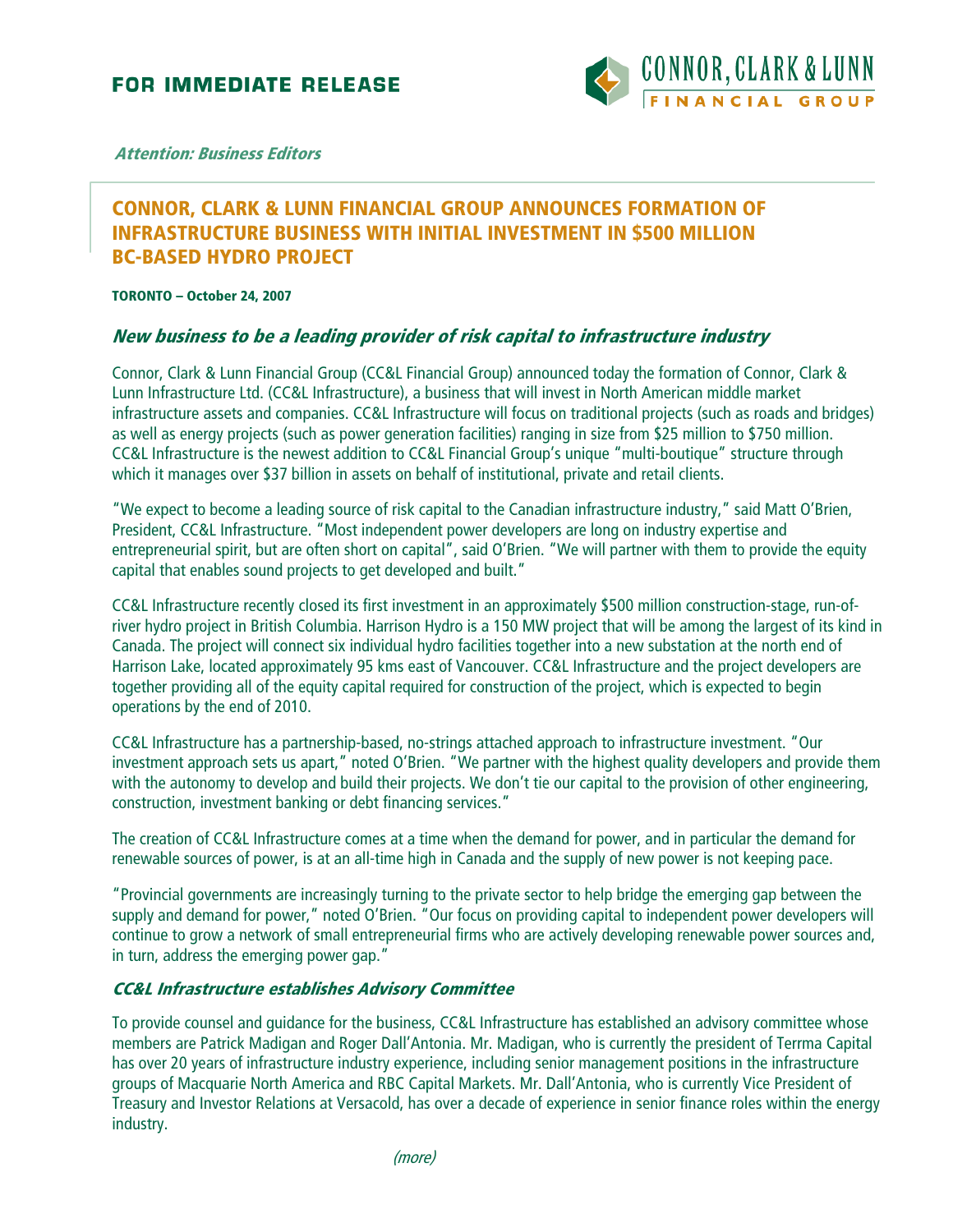# FOR IMMEDIATE RELEASE

CONNOR, CLARK & LUNN FINANCIAL GROUP

*Attention: Business Editors*

## CONNOR, CLARK & LUNN FINANCIAL GROUP ANNOUNCES FORMATION OF INFRASTRUCTURE BUSINESS WITH INITIAL INVESTMENT IN $500 MILLION BC-BASED HYDRO PROJECT

**TORONTO – October 24, 2007**

### *New business to be a leading provider of risk capital to infrastructure industry*

Connor, Clark & Lunn Financial Group (CC&L Financial Group) announced today the formation of Connor, Clark & Lunn Infrastructure Ltd. (CC&L Infrastructure), a business that will invest in North American middle market infrastructure assets and companies. CC&L Infrastructure will focus on traditional projects (such as roads and bridges) as well as energy projects (such as power generation facilities) ranging in size from $25 million to $750 million. CC&L Infrastructure is the newest addition to CC&L Financial Group's unique "multi-boutique" structure through which it manages over $37 billion in assets on behalf of institutional, private and retail clients.

"We expect to become a leading source of risk capital to the Canadian infrastructure industry," said Matt O'Brien, President, CC&L Infrastructure. "Most independent power developers are long on industry expertise and entrepreneurial spirit, but are often short on capital", said O'Brien. "We will partner with them to provide the equity capital that enables sound projects to get developed and built."

CC&L Infrastructure recently closed its first investment in an approximately $500 million construction-stage, run-of-river hydro project in British Columbia. Harrison Hydro is a 150 MW project that will be among the largest of its kind in Canada. The project will connect six individual hydro facilities together into a new substation at the north end of Harrison Lake, located approximately 95 kms east of Vancouver. CC&L Infrastructure and the project developers are together providing all of the equity capital required for construction of the project, which is expected to begin operations by the end of 2010.

CC&L Infrastructure has a partnership-based, no-strings attached approach to infrastructure investment. "Our investment approach sets us apart," noted O'Brien. "We partner with the highest quality developers and provide them with the autonomy to develop and build their projects. We don't tie our capital to the provision of other engineering, construction, investment banking or debt financing services."

The creation of CC&L Infrastructure comes at a time when the demand for power, and in particular the demand for renewable sources of power, is at an all-time high in Canada and the supply of new power is not keeping pace.

"Provincial governments are increasingly turning to the private sector to help bridge the emerging gap between the supply and demand for power," noted O'Brien. "Our focus on providing capital to independent power developers will continue to grow a network of small entrepreneurial firms who are actively developing renewable power sources and, in turn, address the emerging power gap."

### *CC&L Infrastructure establishes Advisory Committee*

To provide counsel and guidance for the business, CC&L Infrastructure has established an advisory committee whose members are Patrick Madigan and Roger Dall'Antonia. Mr. Madigan, who is currently the president of Terrma Capital has over 20 years of infrastructure industry experience, including senior management positions in the infrastructure groups of Macquarie North America and RBC Capital Markets. Mr. Dall'Antonia, who is currently Vice President of Treasury and Investor Relations at Versacold, has over a decade of experience in senior finance roles within the energy industry.

*(more)*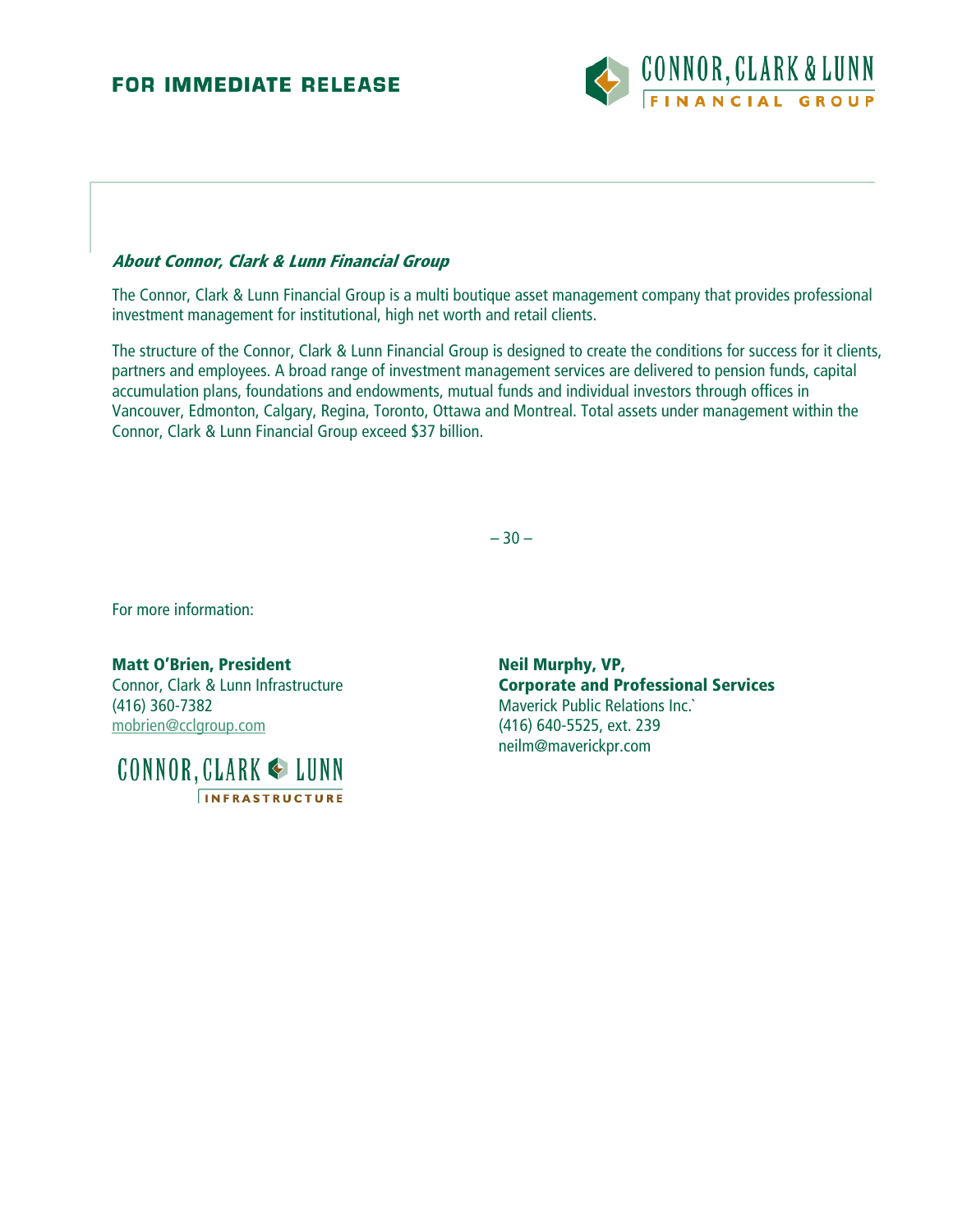**FOR IMMEDIATE RELEASE**

CONNOR, CLARK & LUNN FINANCIAL GROUP

### *About Connor, Clark & Lunn Financial Group*

The Connor, Clark & Lunn Financial Group is a multi boutique asset management company that provides professional investment management for institutional, high net worth and retail clients.

The structure of the Connor, Clark & Lunn Financial Group is designed to create the conditions for success for it clients, partners and employees. A broad range of investment management services are delivered to pension funds, capital accumulation plans, foundations and endowments, mutual funds and individual investors through offices in Vancouver, Edmonton, Calgary, Regina, Toronto, Ottawa and Montreal. Total assets under management within the Connor, Clark & Lunn Financial Group exceed $37 billion.

– 30 –

For more information:

**Matt O'Brien, President**
Connor, Clark & Lunn Infrastructure
(416) 360-7382
mobrien@cclgroup.com

CONNOR, CLARK & LUNN
INFRASTRUCTURE

**Neil Murphy, VP,**
**Corporate and Professional Services**
Maverick Public Relations Inc.`
(416) 640-5525, ext. 239
neilm@maverickpr.com